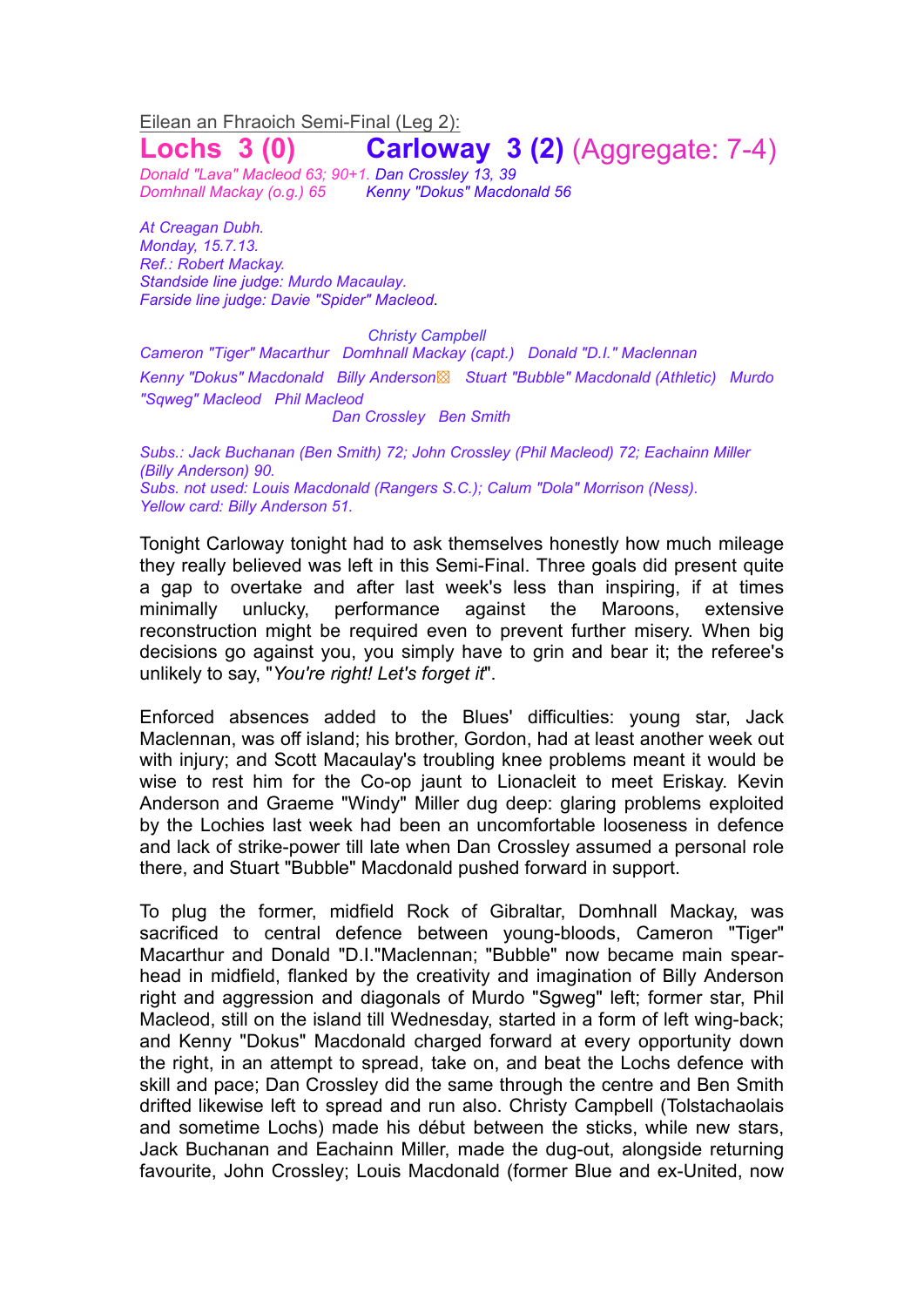Eilean an Fhraoich Semi-Final (Leg 2):

# Lochs 3 (0) Carloway 3 (2) (Aggregate: 7-4)

*Donald "Lava" Macleod 63; 90+1.* *Dan Crossley 13, 39*
*Domhnall Mackay (o.g.) 65* *Kenny "Dokus" Macdonald 56*

*At Creagan Dubh.*
*Monday, 15.7.13.*
*Ref.: Robert Mackay.*
*Standside line judge: Murdo Macaulay.*
*Farside line judge: Davie "Spider" Macleod.*

*Christy Campbell*
*Cameron "Tiger" Macarthur Domhnall Mackay (capt.) Donald "D.I." Maclennan*
*Kenny "Dokus" Macdonald Billy Anderson⊠ Stuart "Bubble" Macdonald (Athletic) Murdo "Sqweg" Macleod Phil Macleod*
*Dan Crossley Ben Smith*

*Subs.: Jack Buchanan (Ben Smith) 72; John Crossley (Phil Macleod) 72; Eachainn Miller (Billy Anderson) 90.*
*Subs. not used: Louis Macdonald (Rangers S.C.); Calum "Dola" Morrison (Ness).*
*Yellow card: Billy Anderson 51.*

Tonight Carloway tonight had to ask themselves honestly how much mileage they really believed was left in this Semi-Final. Three goals did present quite a gap to overtake and after last week's less than inspiring, if at times minimally unlucky, performance against the Maroons, extensive reconstruction might be required even to prevent further misery. When big decisions go against you, you simply have to grin and bear it; the referee's unlikely to say, "*You're right! Let's forget it*".

Enforced absences added to the Blues' difficulties: young star, Jack Maclennan, was off island; his brother, Gordon, had at least another week out with injury; and Scott Macaulay's troubling knee problems meant it would be wise to rest him for the Co-op jaunt to Lionacleit to meet Eriskay. Kevin Anderson and Graeme "Windy" Miller dug deep: glaring problems exploited by the Lochies last week had been an uncomfortable looseness in defence and lack of strike-power till late when Dan Crossley assumed a personal role there, and Stuart "Bubble" Macdonald pushed forward in support.

To plug the former, midfield Rock of Gibraltar, Domhnall Mackay, was sacrificed to central defence between young-bloods, Cameron "Tiger" Macarthur and Donald "D.I."Maclennan; "Bubble" now became main spear-head in midfield, flanked by the creativity and imagination of Billy Anderson right and aggression and diagonals of Murdo "Sgweg" left; former star, Phil Macleod, still on the island till Wednesday, started in a form of left wing-back; and Kenny "Dokus" Macdonald charged forward at every opportunity down the right, in an attempt to spread, take on, and beat the Lochs defence with skill and pace; Dan Crossley did the same through the centre and Ben Smith drifted likewise left to spread and run also. Christy Campbell (Tolstachaolais and sometime Lochs) made his début between the sticks, while new stars, Jack Buchanan and Eachainn Miller, made the dug-out, alongside returning favourite, John Crossley; Louis Macdonald (former Blue and ex-United, now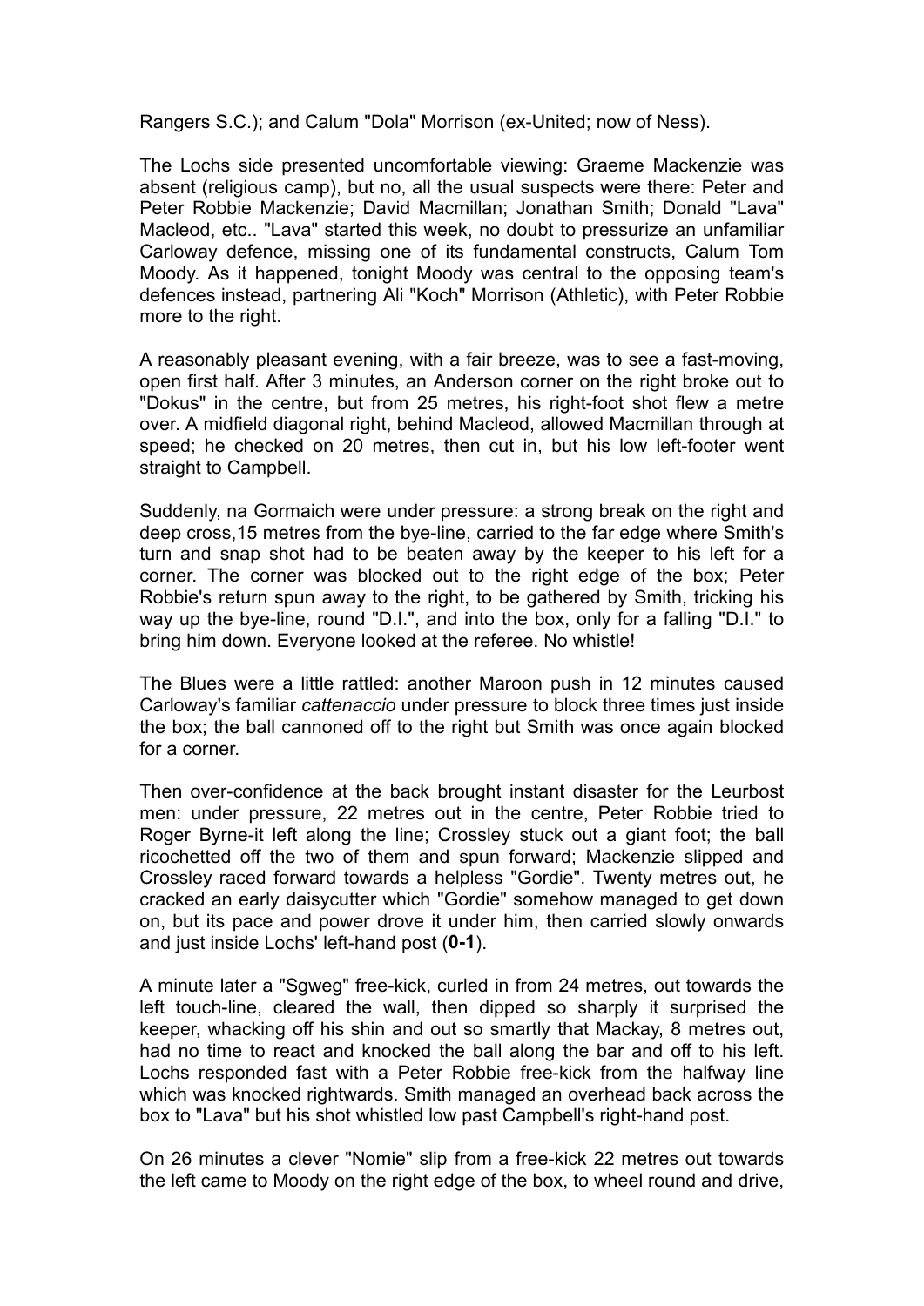Rangers S.C.); and Calum "Dola" Morrison (ex-United; now of Ness).

The Lochs side presented uncomfortable viewing: Graeme Mackenzie was absent (religious camp), but no, all the usual suspects were there: Peter and Peter Robbie Mackenzie; David Macmillan; Jonathan Smith; Donald "Lava" Macleod, etc.. "Lava" started this week, no doubt to pressurize an unfamiliar Carloway defence, missing one of its fundamental constructs, Calum Tom Moody. As it happened, tonight Moody was central to the opposing team's defences instead, partnering Ali "Koch" Morrison (Athletic), with Peter Robbie more to the right.

A reasonably pleasant evening, with a fair breeze, was to see a fast-moving, open first half. After 3 minutes, an Anderson corner on the right broke out to "Dokus" in the centre, but from 25 metres, his right-foot shot flew a metre over. A midfield diagonal right, behind Macleod, allowed Macmillan through at speed; he checked on 20 metres, then cut in, but his low left-footer went straight to Campbell.

Suddenly, na Gormaich were under pressure: a strong break on the right and deep cross,15 metres from the bye-line, carried to the far edge where Smith's turn and snap shot had to be beaten away by the keeper to his left for a corner. The corner was blocked out to the right edge of the box; Peter Robbie's return spun away to the right, to be gathered by Smith, tricking his way up the bye-line, round "D.I.", and into the box, only for a falling "D.I." to bring him down. Everyone looked at the referee. No whistle!

The Blues were a little rattled: another Maroon push in 12 minutes caused Carloway's familiar *cattenaccio* under pressure to block three times just inside the box; the ball cannoned off to the right but Smith was once again blocked for a corner.

Then over-confidence at the back brought instant disaster for the Leurbost men: under pressure, 22 metres out in the centre, Peter Robbie tried to Roger Byrne-it left along the line; Crossley stuck out a giant foot; the ball ricochetted off the two of them and spun forward; Mackenzie slipped and Crossley raced forward towards a helpless "Gordie". Twenty metres out, he cracked an early daisycutter which "Gordie" somehow managed to get down on, but its pace and power drove it under him, then carried slowly onwards and just inside Lochs' left-hand post (**0-1**).

A minute later a "Sgweg" free-kick, curled in from 24 metres, out towards the left touch-line, cleared the wall, then dipped so sharply it surprised the keeper, whacking off his shin and out so smartly that Mackay, 8 metres out, had no time to react and knocked the ball along the bar and off to his left. Lochs responded fast with a Peter Robbie free-kick from the halfway line which was knocked rightwards. Smith managed an overhead back across the box to "Lava" but his shot whistled low past Campbell's right-hand post.

On 26 minutes a clever "Nomie" slip from a free-kick 22 metres out towards the left came to Moody on the right edge of the box, to wheel round and drive,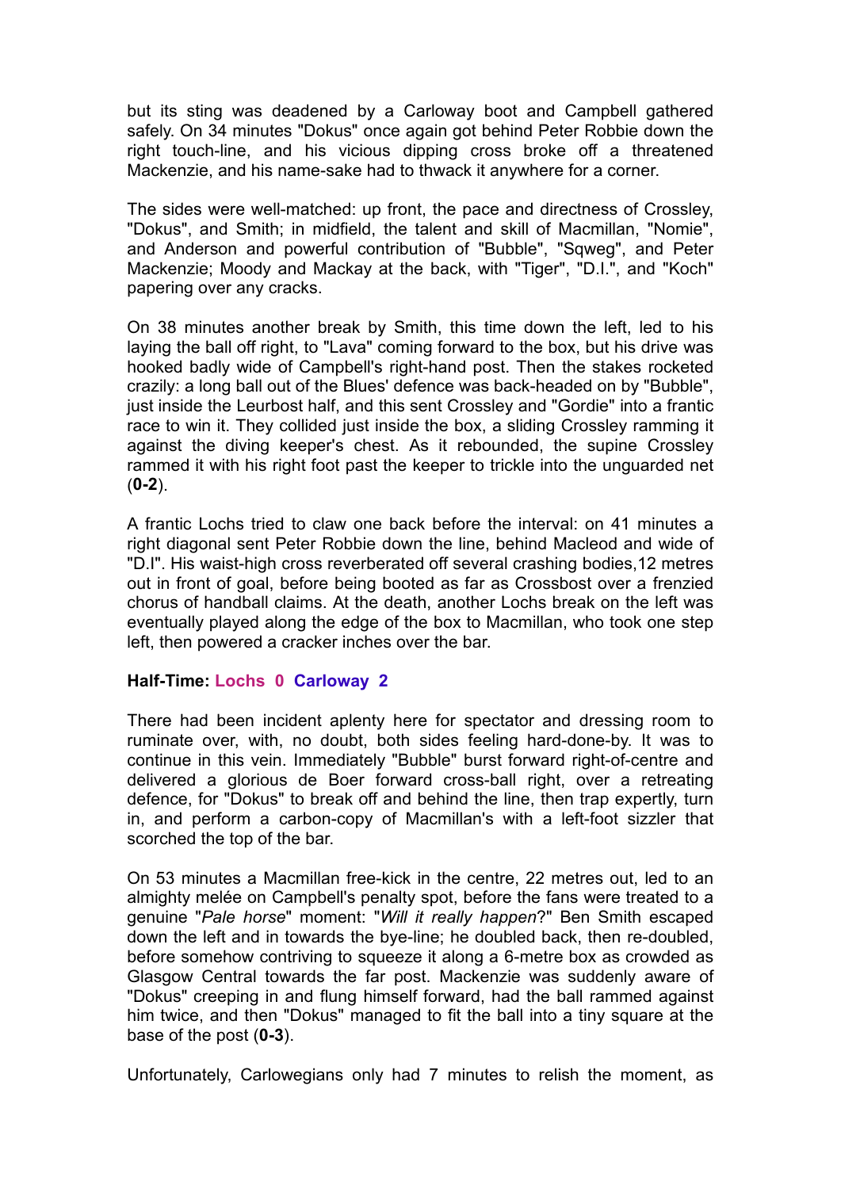but its sting was deadened by a Carloway boot and Campbell gathered safely. On 34 minutes "Dokus" once again got behind Peter Robbie down the right touch-line, and his vicious dipping cross broke off a threatened Mackenzie, and his name-sake had to thwack it anywhere for a corner.

The sides were well-matched: up front, the pace and directness of Crossley, "Dokus", and Smith; in midfield, the talent and skill of Macmillan, "Nomie", and Anderson and powerful contribution of "Bubble", "Sqweg", and Peter Mackenzie; Moody and Mackay at the back, with "Tiger", "D.I.", and "Koch" papering over any cracks.

On 38 minutes another break by Smith, this time down the left, led to his laying the ball off right, to "Lava" coming forward to the box, but his drive was hooked badly wide of Campbell's right-hand post. Then the stakes rocketed crazily: a long ball out of the Blues' defence was back-headed on by "Bubble", just inside the Leurbost half, and this sent Crossley and "Gordie" into a frantic race to win it. They collided just inside the box, a sliding Crossley ramming it against the diving keeper's chest. As it rebounded, the supine Crossley rammed it with his right foot past the keeper to trickle into the unguarded net (**0-2**).

A frantic Lochs tried to claw one back before the interval: on 41 minutes a right diagonal sent Peter Robbie down the line, behind Macleod and wide of "D.I". His waist-high cross reverberated off several crashing bodies,12 metres out in front of goal, before being booted as far as Crossbost over a frenzied chorus of handball claims. At the death, another Lochs break on the left was eventually played along the edge of the box to Macmillan, who took one step left, then powered a cracker inches over the bar.

**Half-Time: Lochs 0 Carloway 2**

There had been incident aplenty here for spectator and dressing room to ruminate over, with, no doubt, both sides feeling hard-done-by. It was to continue in this vein. Immediately "Bubble" burst forward right-of-centre and delivered a glorious de Boer forward cross-ball right, over a retreating defence, for "Dokus" to break off and behind the line, then trap expertly, turn in, and perform a carbon-copy of Macmillan's with a left-foot sizzler that scorched the top of the bar.

On 53 minutes a Macmillan free-kick in the centre, 22 metres out, led to an almighty melée on Campbell's penalty spot, before the fans were treated to a genuine "*Pale horse*" moment: "*Will it really happen*?" Ben Smith escaped down the left and in towards the bye-line; he doubled back, then re-doubled, before somehow contriving to squeeze it along a 6-metre box as crowded as Glasgow Central towards the far post. Mackenzie was suddenly aware of "Dokus" creeping in and flung himself forward, had the ball rammed against him twice, and then "Dokus" managed to fit the ball into a tiny square at the base of the post (**0-3**).

Unfortunately, Carlowegians only had 7 minutes to relish the moment, as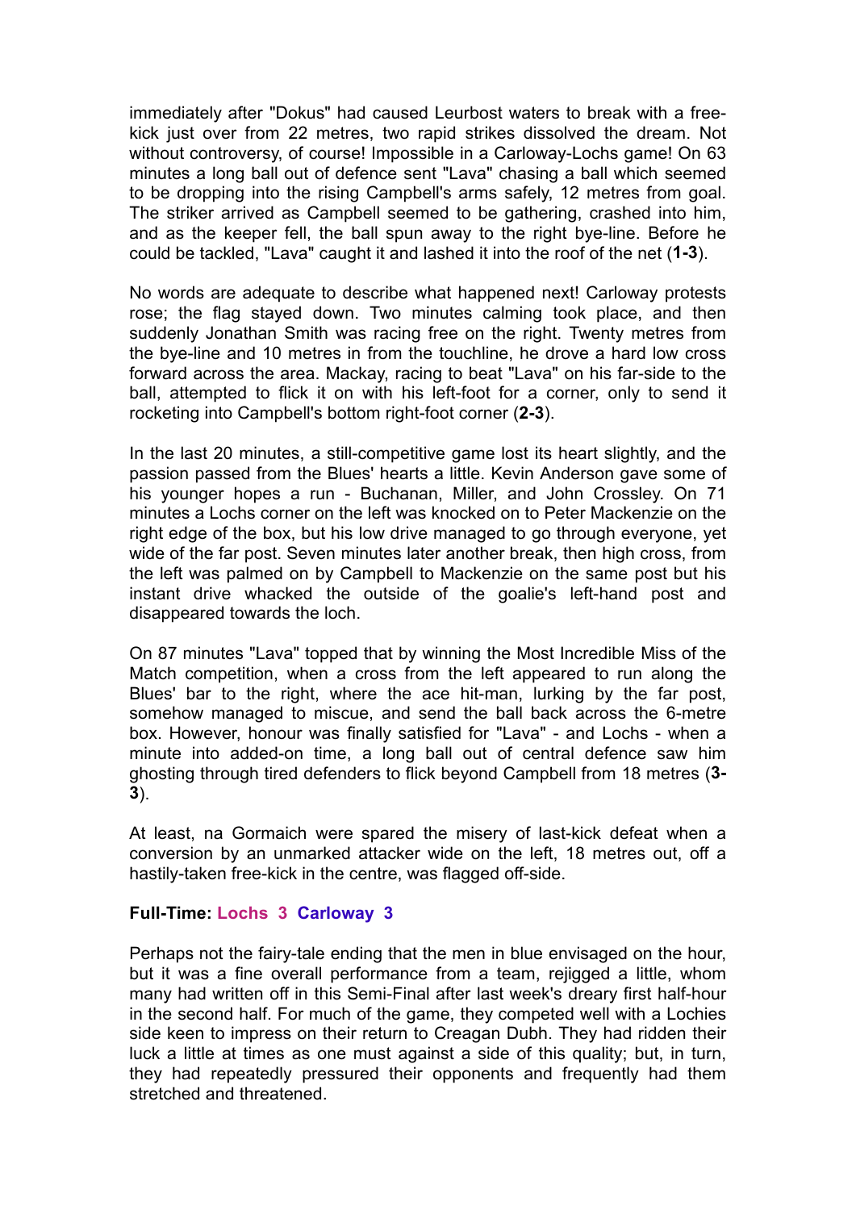immediately after "Dokus" had caused Leurbost waters to break with a free-kick just over from 22 metres, two rapid strikes dissolved the dream. Not without controversy, of course! Impossible in a Carloway-Lochs game! On 63 minutes a long ball out of defence sent "Lava" chasing a ball which seemed to be dropping into the rising Campbell's arms safely, 12 metres from goal. The striker arrived as Campbell seemed to be gathering, crashed into him, and as the keeper fell, the ball spun away to the right bye-line. Before he could be tackled, "Lava" caught it and lashed it into the roof of the net (**1-3**).

No words are adequate to describe what happened next! Carloway protests rose; the flag stayed down. Two minutes calming took place, and then suddenly Jonathan Smith was racing free on the right. Twenty metres from the bye-line and 10 metres in from the touchline, he drove a hard low cross forward across the area. Mackay, racing to beat "Lava" on his far-side to the ball, attempted to flick it on with his left-foot for a corner, only to send it rocketing into Campbell's bottom right-foot corner (**2-3**).

In the last 20 minutes, a still-competitive game lost its heart slightly, and the passion passed from the Blues' hearts a little. Kevin Anderson gave some of his younger hopes a run - Buchanan, Miller, and John Crossley. On 71 minutes a Lochs corner on the left was knocked on to Peter Mackenzie on the right edge of the box, but his low drive managed to go through everyone, yet wide of the far post. Seven minutes later another break, then high cross, from the left was palmed on by Campbell to Mackenzie on the same post but his instant drive whacked the outside of the goalie's left-hand post and disappeared towards the loch.

On 87 minutes "Lava" topped that by winning the Most Incredible Miss of the Match competition, when a cross from the left appeared to run along the Blues' bar to the right, where the ace hit-man, lurking by the far post, somehow managed to miscue, and send the ball back across the 6-metre box. However, honour was finally satisfied for "Lava" - and Lochs - when a minute into added-on time, a long ball out of central defence saw him ghosting through tired defenders to flick beyond Campbell from 18 metres (**3-3**).

At least, na Gormaich were spared the misery of last-kick defeat when a conversion by an unmarked attacker wide on the left, 18 metres out, off a hastily-taken free-kick in the centre, was flagged off-side.

**Full-Time: Lochs 3 Carloway 3**

Perhaps not the fairy-tale ending that the men in blue envisaged on the hour, but it was a fine overall performance from a team, rejigged a little, whom many had written off in this Semi-Final after last week's dreary first half-hour in the second half. For much of the game, they competed well with a Lochies side keen to impress on their return to Creagan Dubh. They had ridden their luck a little at times as one must against a side of this quality; but, in turn, they had repeatedly pressured their opponents and frequently had them stretched and threatened.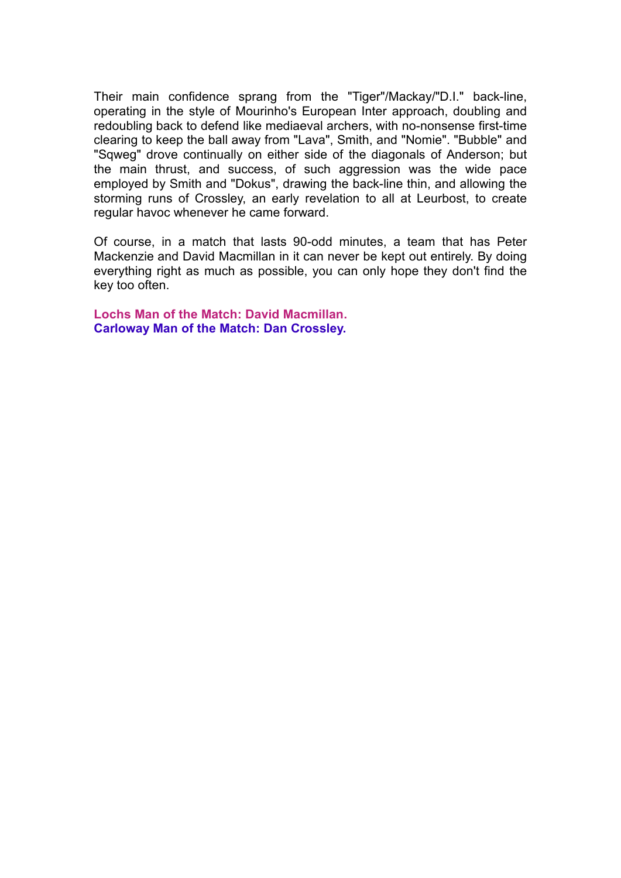Their main confidence sprang from the "Tiger"/Mackay/"D.I." back-line, operating in the style of Mourinho's European Inter approach, doubling and redoubling back to defend like mediaeval archers, with no-nonsense first-time clearing to keep the ball away from "Lava", Smith, and "Nomie". "Bubble" and "Sqweg" drove continually on either side of the diagonals of Anderson; but the main thrust, and success, of such aggression was the wide pace employed by Smith and "Dokus", drawing the back-line thin, and allowing the storming runs of Crossley, an early revelation to all at Leurbost, to create regular havoc whenever he came forward.

Of course, in a match that lasts 90-odd minutes, a team that has Peter Mackenzie and David Macmillan in it can never be kept out entirely. By doing everything right as much as possible, you can only hope they don't find the key too often.

**Lochs Man of the Match: David Macmillan.**
**Carloway Man of the Match: Dan Crossley.**